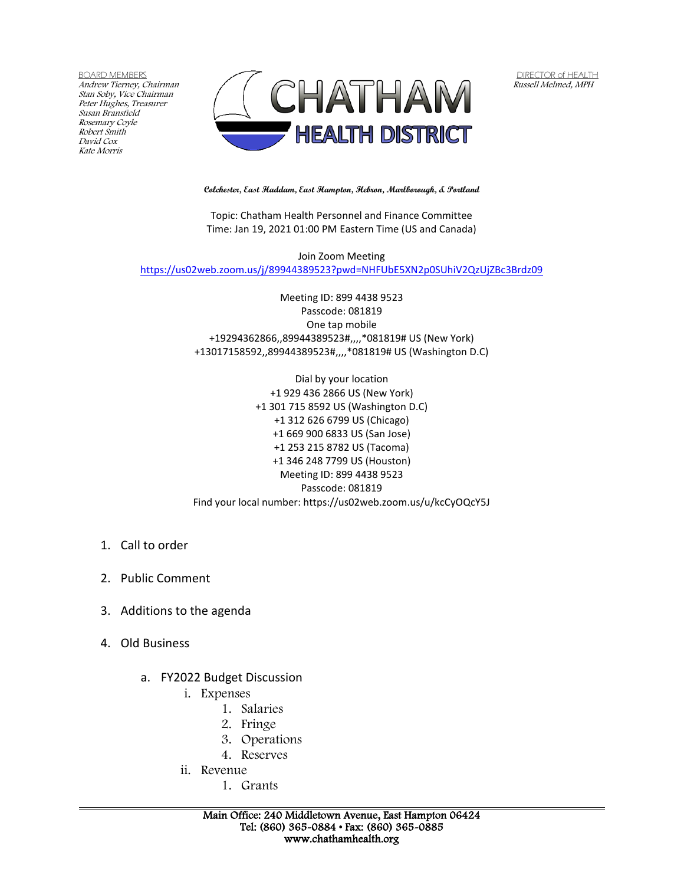BOARD MEMBERS
*Andrew Tierney, Chairman*
*Stan Soby, Vice Chairman*
*Peter Hughes, Treasurer*
*Susan Bransfield*
*Rosemary Coyle*
*Robert Smith*
*David Cox*
*Kate Morris*

# CHATHAM HEALTH DISTRICT

DIRECTOR of HEALTH
*Russell Melmed, MPH*

**Colchester, East Haddam, East Hampton, Hebron, Marlborough, & Portland**

Topic: Chatham Health Personnel and Finance Committee
Time: Jan 19, 2021 01:00 PM Eastern Time (US and Canada)

Join Zoom Meeting
https://us02web.zoom.us/j/89944389523?pwd=NHFUbE5XN2p0SUhiV2QzUjZBc3Brdz09

Meeting ID: 899 4438 9523
Passcode: 081819
One tap mobile
+19294362866,,89944389523#,,,,*081819# US (New York)
+13017158592,,89944389523#,,,,*081819# US (Washington D.C)

Dial by your location
+1 929 436 2866 US (New York)
+1 301 715 8592 US (Washington D.C)
+1 312 626 6799 US (Chicago)
+1 669 900 6833 US (San Jose)
+1 253 215 8782 US (Tacoma)
+1 346 248 7799 US (Houston)
Meeting ID: 899 4438 9523
Passcode: 081819
Find your local number: https://us02web.zoom.us/u/kcCyOQcY5J

1. Call to order
2. Public Comment
3. Additions to the agenda
4. Old Business
    a. FY2022 Budget Discussion
        i. Expenses
            1. Salaries
            2. Fringe
            3. Operations
            4. Reserves
        ii. Revenue
            1. Grants

Main Office: 240 Middletown Avenue, East Hampton 06424
Tel: (860) 365-0884 • Fax: (860) 365-0885
www.chathamhealth.org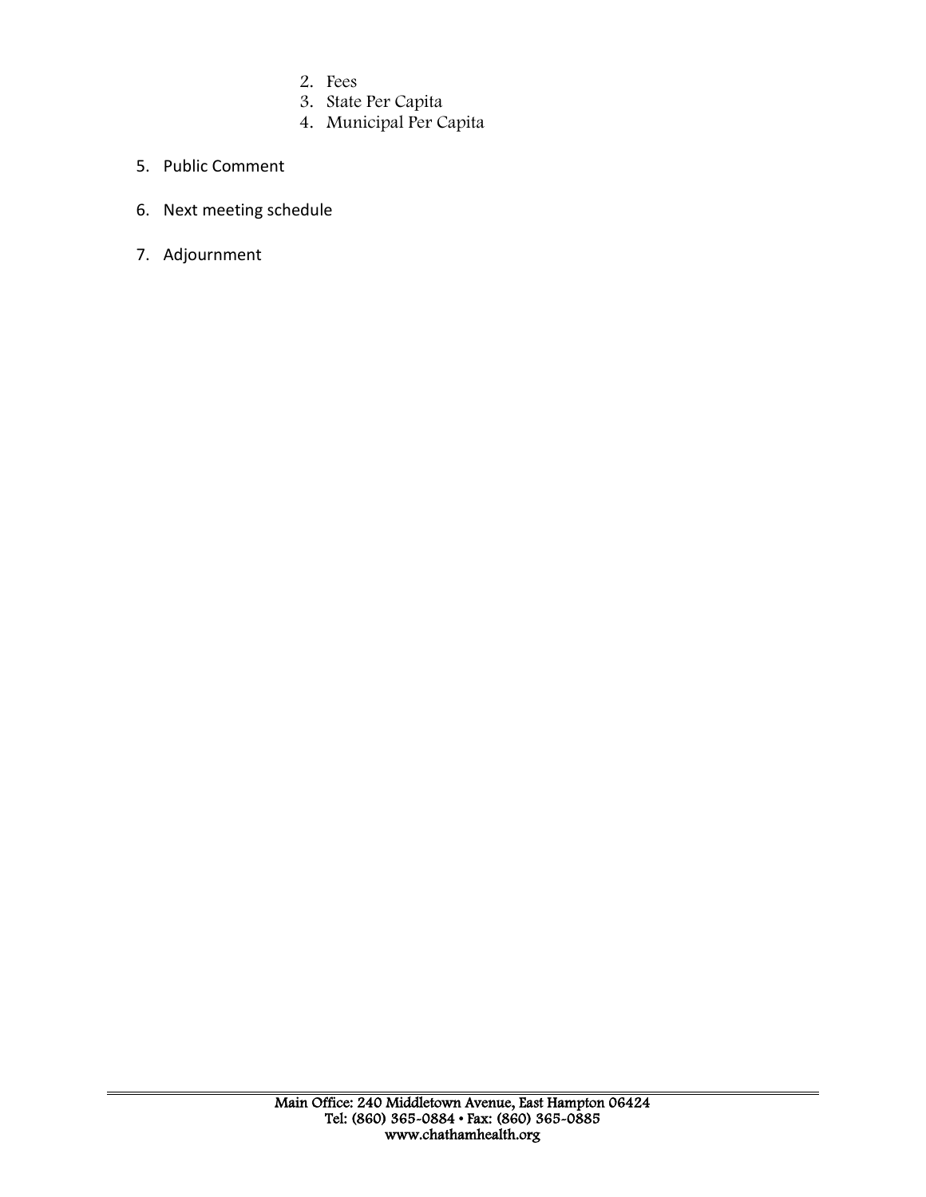2. Fees
   3. State Per Capita
   4. Municipal Per Capita

5. Public Comment

6. Next meeting schedule

7. Adjournment

Main Office: 240 Middletown Avenue, East Hampton 06424
Tel: (860) 365-0884 • Fax: (860) 365-0885
www.chathamhealth.org